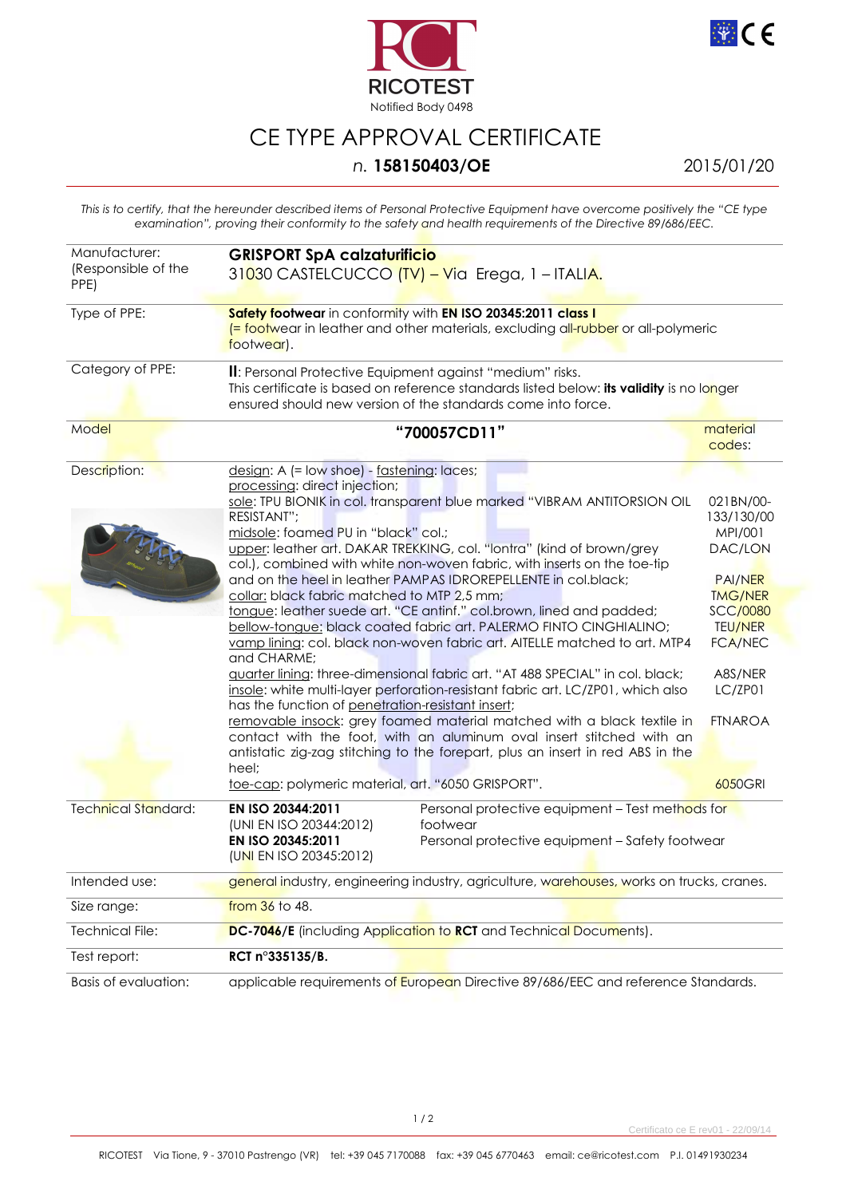RICOTEST

Notified Body 0498

# CE TYPE APPROVAL CERTIFICATE

## n. **158150403/OE**

2015/01/20

*This is to certify, that the hereunder described items of Personal Protective Equipment have overcome positively the "CE type examination", proving their conformity to the safety and health requirements of the Directive 89/686/EEC.*

| | | |
|---|---|---|
| Manufacturer: (Responsible of the PPE) | **GRISPORT SpA calzaturificio** 31030 CASTELCUCCO (TV) – Via Erega, 1 – ITALIA. | |
| Type of PPE: | **Safety footwear** in conformity with **EN ISO 20345:2011 class I** (= footwear in leather and other materials, excluding all-rubber or all-polymeric footwear). | |
| Category of PPE: | **II**: Personal Protective Equipment against "medium" risks. This certificate is based on reference standards listed below: **its validity** is no longer ensured should new version of the standards come into force. | |
| Model | **"700057CD11"** | material codes: |
| Description: | design: A (= low shoe) - fastening: laces; processing: direct injection; | |
| | sole: TPU BIONIK in col. transparent blue marked "VIBRAM ANTITORSION OIL RESISTANT"; | 021BN/00-133/130/00 |
| | midsole: foamed PU in "black" col.; | MPI/001 |
| | upper: leather art. DAKAR TREKKING, col. "lontra" (kind of brown/grey col.), combined with white non-woven fabric, with inserts on the toe-tip and on the heel in leather PAMPAS IDROREPELLENTE in col.black; | DAC/LON PAI/NER |
| | collar: black fabric matched to MTP 2,5 mm; | TMG/NER |
| | tongue: leather suede art. "CE antinf." col.brown, lined and padded; | SCC/0080 |
| | bellow-tongue: black coated fabric art. PALERMO FINTO CINGHIALINO; | TEU/NER |
| | vamp lining: col. black non-woven fabric art. AITELLE matched to art. MTP4 and CHARME; | FCA/NEC |
| | quarter lining: three-dimensional fabric art. "AT 488 SPECIAL" in col. black; | A8S/NER |
| | insole: white multi-layer perforation-resistant fabric art. LC/ZP01, which also has the function of penetration-resistant insert; | LC/ZP01 |
| | removable insock: grey foamed material matched with a black textile in contact with the foot, with an aluminum oval insert stitched with an antistatic zig-zag stitching to the forepart, plus an insert in red ABS in the heel; | FTNAROA |
| | toe-cap: polymeric material, art. "6050 GRISPORT". | 6050GRI |
| Technical Standard: | **EN ISO 20344:2011** (UNI EN ISO 20344:2012) – Personal protective equipment – Test methods for footwear<br>**EN ISO 20345:2011** (UNI EN ISO 20345:2012) – Personal protective equipment – Safety footwear | |
| Intended use: | general industry, engineering industry, agriculture, warehouses, works on trucks, cranes. | |
| Size range: | from 36 to 48. | |
| Technical File: | **DC-7046/E** (including Application to **RCT** and Technical Documents). | |
| Test report: | **RCT n°335135/B.** | |
| Basis of evaluation: | applicable requirements of European Directive 89/686/EEC and reference Standards. | |

Certificato ce E rev01 - 22/09/14

RICOTEST Via Tione, 9 - 37010 Pastrengo (VR) tel: +39 045 7170088 fax: +39 045 6770463 email: ce@ricotest.com P.I. 01491930234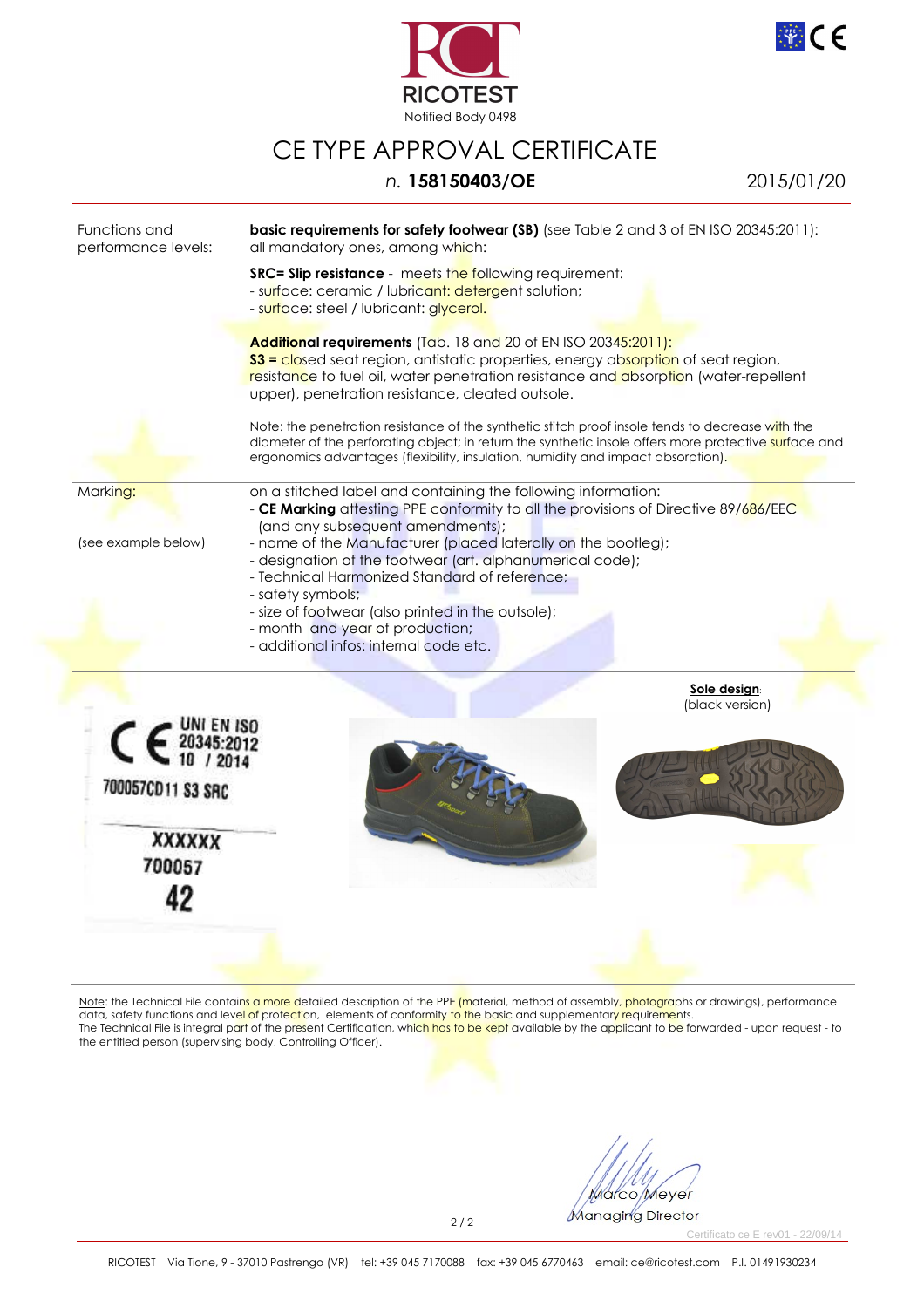RICOTEST

Notified Body 0498

# CE TYPE APPROVAL CERTIFICATE

*n.* **158150403/OE** 2015/01/20

| | |
|---|---|
| Functions and performance levels: | **basic requirements for safety footwear (SB)** (see Table 2 and 3 of EN ISO 20345:2011): all mandatory ones, among which:<br><br>**SRC= Slip resistance** - meets the following requirement:<br>- surface: ceramic / lubricant: detergent solution;<br>- surface: steel / lubricant: glycerol.<br><br>**Additional requirements** (Tab. 18 and 20 of EN ISO 20345:2011):<br>**S3 =** closed seat region, antistatic properties, energy absorption of seat region, resistance to fuel oil, water penetration resistance and absorption (water-repellent upper), penetration resistance, cleated outsole.<br><br>Note: the penetration resistance of the synthetic stitch proof insole tends to decrease with the diameter of the perforating object; in return the synthetic insole offers more protective surface and ergonomics advantages (flexibility, insulation, humidity and impact absorption). |
| Marking:<br><br>(see example below) | on a stitched label and containing the following information:<br>- **CE Marking** attesting PPE conformity to all the provisions of Directive 89/686/EEC (and any subsequent amendments);<br>- name of the Manufacturer (placed laterally on the bootleg);<br>- designation of the footwear (art. alphanumerical code);<br>- Technical Harmonized Standard of reference;<br>- safety symbols;<br>- size of footwear (also printed in the outsole);<br>- month and year of production;<br>- additional infos: internal code etc. |

CE UNI EN ISO 20345:2012 10 / 2014

700057CD11 S3 SRC

XXXXXX

700057

42

**Sole design**:
(black version)

Note: the Technical File contains a more detailed description of the PPE (material, method of assembly, photographs or drawings), performance data, safety functions and level of protection, elements of conformity to the basic and supplementary requirements.
The Technical File is integral part of the present Certification, which has to be kept available by the applicant to be forwarded - upon request - to the entitled person (supervising body, Controlling Officer).

Marco Meyer
Managing Director

Certificato ce E rev01 - 22/09/14

RICOTEST Via Tione, 9 - 37010 Pastrengo (VR) tel: +39 045 7170088 fax: +39 045 6770463 email: ce@ricotest.com P.I. 01491930234